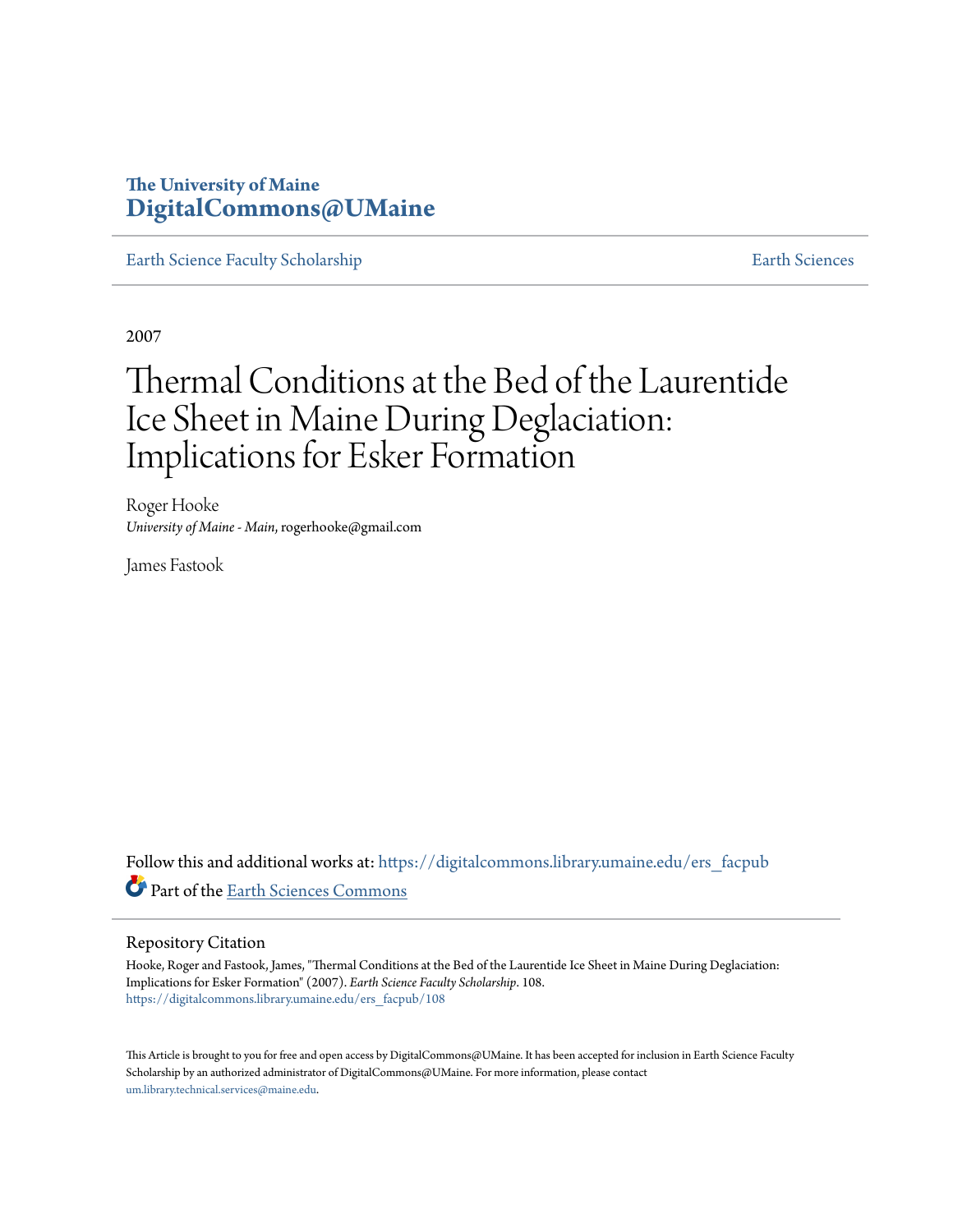The University of Maine
**DigitalCommons@UMaine**

Earth Science Faculty Scholarship | Earth Sciences

2007

# Thermal Conditions at the Bed of the Laurentide Ice Sheet in Maine During Deglaciation: Implications for Esker Formation

Roger Hooke
*University of Maine - Main*, rogerhooke@gmail.com

James Fastook

Follow this and additional works at: https://digitalcommons.library.umaine.edu/ers_facpub

Part of the Earth Sciences Commons

## Repository Citation

Hooke, Roger and Fastook, James, "Thermal Conditions at the Bed of the Laurentide Ice Sheet in Maine During Deglaciation: Implications for Esker Formation" (2007). *Earth Science Faculty Scholarship*. 108.
https://digitalcommons.library.umaine.edu/ers_facpub/108

This Article is brought to you for free and open access by DigitalCommons@UMaine. It has been accepted for inclusion in Earth Science Faculty Scholarship by an authorized administrator of DigitalCommons@UMaine. For more information, please contact um.library.technical.services@maine.edu.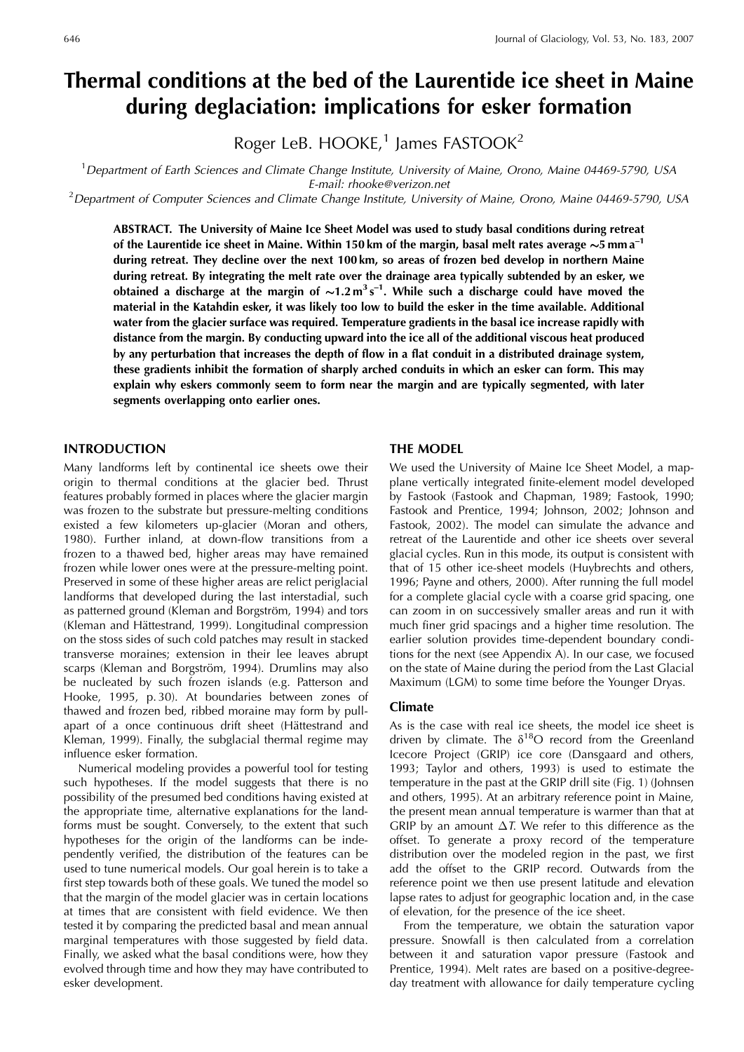# Thermal conditions at the bed of the Laurentide ice sheet in Maine during deglaciation: implications for esker formation

Roger LeB. HOOKE,[1] James FASTOOK[2]

[1]*Department of Earth Sciences and Climate Change Institute, University of Maine, Orono, Maine 04469-5790, USA*
*E-mail: rhooke@verizon.net*

[2]*Department of Computer Sciences and Climate Change Institute, University of Maine, Orono, Maine 04469-5790, USA*

**ABSTRACT. The University of Maine Ice Sheet Model was used to study basal conditions during retreat of the Laurentide ice sheet in Maine. Within 150 km of the margin, basal melt rates average ~5 mm a$^{-1}$ during retreat. They decline over the next 100 km, so areas of frozen bed develop in northern Maine during retreat. By integrating the melt rate over the drainage area typically subtended by an esker, we obtained a discharge at the margin of ~1.2 m$^3$ s$^{-1}$. While such a discharge could have moved the material in the Katahdin esker, it was likely too low to build the esker in the time available. Additional water from the glacier surface was required. Temperature gradients in the basal ice increase rapidly with distance from the margin. By conducting upward into the ice all of the additional viscous heat produced by any perturbation that increases the depth of flow in a flat conduit in a distributed drainage system, these gradients inhibit the formation of sharply arched conduits in which an esker can form. This may explain why eskers commonly seem to form near the margin and are typically segmented, with later segments overlapping onto earlier ones.**

## INTRODUCTION

Many landforms left by continental ice sheets owe their origin to thermal conditions at the glacier bed. Thrust features probably formed in places where the glacier margin was frozen to the substrate but pressure-melting conditions existed a few kilometers up-glacier (Moran and others, 1980). Further inland, at down-flow transitions from a frozen to a thawed bed, higher areas may have remained frozen while lower ones were at the pressure-melting point. Preserved in some of these higher areas are relict periglacial landforms that developed during the last interstadial, such as patterned ground (Kleman and Borgström, 1994) and tors (Kleman and Hättestrand, 1999). Longitudinal compression on the stoss sides of such cold patches may result in stacked transverse moraines; extension in their lee leaves abrupt scarps (Kleman and Borgström, 1994). Drumlins may also be nucleated by such frozen islands (e.g. Patterson and Hooke, 1995, p. 30). At boundaries between zones of thawed and frozen bed, ribbed moraine may form by pull-apart of a once continuous drift sheet (Hättestrand and Kleman, 1999). Finally, the subglacial thermal regime may influence esker formation.

Numerical modeling provides a powerful tool for testing such hypotheses. If the model suggests that there is no possibility of the presumed bed conditions having existed at the appropriate time, alternative explanations for the landforms must be sought. Conversely, to the extent that such hypotheses for the origin of the landforms can be independently verified, the distribution of the features can be used to tune numerical models. Our goal herein is to take a first step towards both of these goals. We tuned the model so that the margin of the model glacier was in certain locations at times that are consistent with field evidence. We then tested it by comparing the predicted basal and mean annual marginal temperatures with those suggested by field data. Finally, we asked what the basal conditions were, how they evolved through time and how they may have contributed to esker development.

## THE MODEL

We used the University of Maine Ice Sheet Model, a map-plane vertically integrated finite-element model developed by Fastook (Fastook and Chapman, 1989; Fastook, 1990; Fastook and Prentice, 1994; Johnson, 2002; Johnson and Fastook, 2002). The model can simulate the advance and retreat of the Laurentide and other ice sheets over several glacial cycles. Run in this mode, its output is consistent with that of 15 other ice-sheet models (Huybrechts and others, 1996; Payne and others, 2000). After running the full model for a complete glacial cycle with a coarse grid spacing, one can zoom in on successively smaller areas and run it with much finer grid spacings and a higher time resolution. The earlier solution provides time-dependent boundary conditions for the next (see Appendix A). In our case, we focused on the state of Maine during the period from the Last Glacial Maximum (LGM) to some time before the Younger Dryas.

### Climate

As is the case with real ice sheets, the model ice sheet is driven by climate. The $\delta^{18}$O record from the Greenland Icecore Project (GRIP) ice core (Dansgaard and others, 1993; Taylor and others, 1993) is used to estimate the temperature in the past at the GRIP drill site (Fig. 1) (Johnsen and others, 1995). At an arbitrary reference point in Maine, the present mean annual temperature is warmer than that at GRIP by an amount $\Delta T$. We refer to this difference as the offset. To generate a proxy record of the temperature distribution over the modeled region in the past, we first add the offset to the GRIP record. Outwards from the reference point we then use present latitude and elevation lapse rates to adjust for geographic location and, in the case of elevation, for the presence of the ice sheet.

From the temperature, we obtain the saturation vapor pressure. Snowfall is then calculated from a correlation between it and saturation vapor pressure (Fastook and Prentice, 1994). Melt rates are based on a positive-degree-day treatment with allowance for daily temperature cycling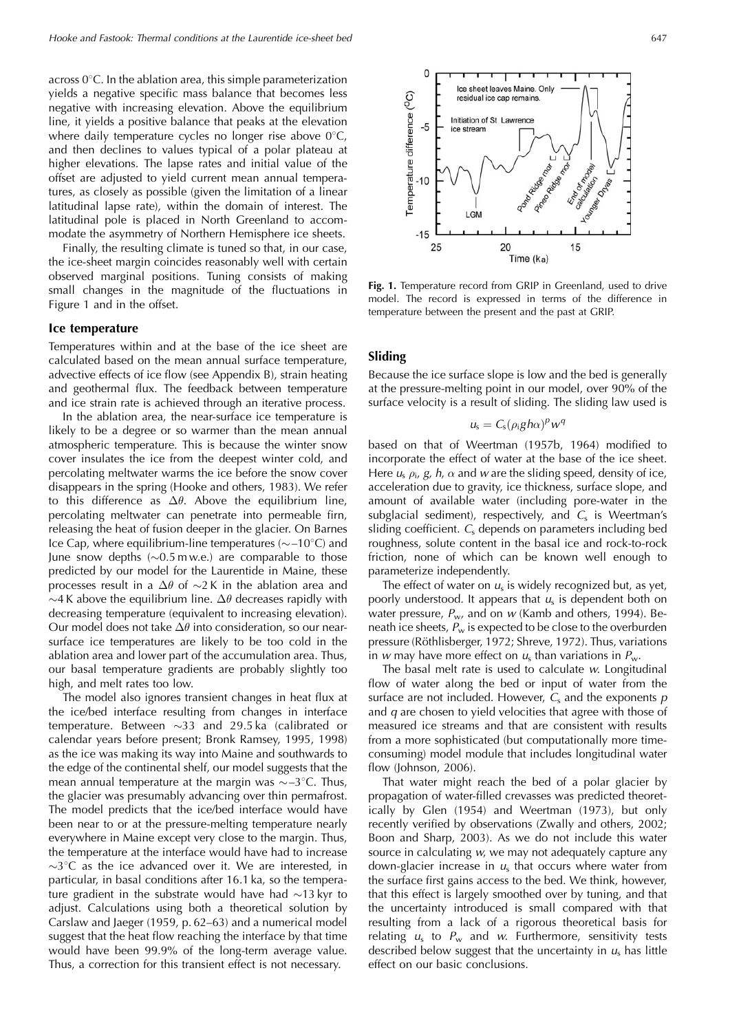across 0°C. In the ablation area, this simple parameterization yields a negative specific mass balance that becomes less negative with increasing elevation. Above the equilibrium line, it yields a positive balance that peaks at the elevation where daily temperature cycles no longer rise above 0°C, and then declines to values typical of a polar plateau at higher elevations. The lapse rates and initial value of the offset are adjusted to yield current mean annual temperatures, as closely as possible (given the limitation of a linear latitudinal lapse rate), within the domain of interest. The latitudinal pole is placed in North Greenland to accommodate the asymmetry of Northern Hemisphere ice sheets.

Finally, the resulting climate is tuned so that, in our case, the ice-sheet margin coincides reasonably well with certain observed marginal positions. Tuning consists of making small changes in the magnitude of the fluctuations in Figure 1 and in the offset.

## Ice temperature

Temperatures within and at the base of the ice sheet are calculated based on the mean annual surface temperature, advective effects of ice flow (see Appendix B), strain heating and geothermal flux. The feedback between temperature and ice strain rate is achieved through an iterative process.

In the ablation area, the near-surface ice temperature is likely to be a degree or so warmer than the mean annual atmospheric temperature. This is because the winter snow cover insulates the ice from the deepest winter cold, and percolating meltwater warms the ice before the snow cover disappears in the spring (Hooke and others, 1983). We refer to this difference as $\Delta\theta$. Above the equilibrium line, percolating meltwater can penetrate into permeable firn, releasing the heat of fusion deeper in the glacier. On Barnes Ice Cap, where equilibrium-line temperatures ($\sim$–10°C) and June snow depths ($\sim$0.5 m w.e.) are comparable to those predicted by our model for the Laurentide in Maine, these processes result in a $\Delta\theta$ of $\sim$2 K in the ablation area and $\sim$4 K above the equilibrium line. $\Delta\theta$ decreases rapidly with decreasing temperature (equivalent to increasing elevation). Our model does not take $\Delta\theta$ into consideration, so our near-surface ice temperatures are likely to be too cold in the ablation area and lower part of the accumulation area. Thus, our basal temperature gradients are probably slightly too high, and melt rates too low.

The model also ignores transient changes in heat flux at the ice/bed interface resulting from changes in interface temperature. Between $\sim$33 and 29.5 ka (calibrated or calendar years before present; Bronk Ramsey, 1995, 1998) as the ice was making its way into Maine and southwards to the edge of the continental shelf, our model suggests that the mean annual temperature at the margin was $\sim$–3°C. Thus, the glacier was presumably advancing over thin permafrost. The model predicts that the ice/bed interface would have been near to or at the pressure-melting temperature nearly everywhere in Maine except very close to the margin. Thus, the temperature at the interface would have had to increase $\sim$3°C as the ice advanced over it. We are interested, in particular, in basal conditions after 16.1 ka, so the temperature gradient in the substrate would have had $\sim$13 kyr to adjust. Calculations using both a theoretical solution by Carslaw and Jaeger (1959, p. 62–63) and a numerical model suggest that the heat flow reaching the interface by that time would have been 99.9% of the long-term average value. Thus, a correction for this transient effect is not necessary.

**Fig. 1.** Temperature record from GRIP in Greenland, used to drive model. The record is expressed in terms of the difference in temperature between the present and the past at GRIP.

## Sliding

Because the ice surface slope is low and the bed is generally at the pressure-melting point in our model, over 90% of the surface velocity is a result of sliding. The sliding law used is

$$u_s = C_s(\rho_i g h \alpha)^p w^q$$

based on that of Weertman (1957b, 1964) modified to incorporate the effect of water at the base of the ice sheet. Here $u_s$ $\rho_i$, $g$, $h$, $\alpha$ and $w$ are the sliding speed, density of ice, acceleration due to gravity, ice thickness, surface slope, and amount of available water (including pore-water in the subglacial sediment), respectively, and $C_s$ is Weertman's sliding coefficient. $C_s$ depends on parameters including bed roughness, solute content in the basal ice and rock-to-rock friction, none of which can be known well enough to parameterize independently.

The effect of water on $u_s$ is widely recognized but, as yet, poorly understood. It appears that $u_s$ is dependent both on water pressure, $P_w$, and on $w$ (Kamb and others, 1994). Beneath ice sheets, $P_w$ is expected to be close to the overburden pressure (Röthlisberger, 1972; Shreve, 1972). Thus, variations in $w$ may have more effect on $u_s$ than variations in $P_w$.

The basal melt rate is used to calculate $w$. Longitudinal flow of water along the bed or input of water from the surface are not included. However, $C_s$ and the exponents $p$ and $q$ are chosen to yield velocities that agree with those of measured ice streams and that are consistent with results from a more sophisticated (but computationally more time-consuming) model module that includes longitudinal water flow (Johnson, 2006).

That water might reach the bed of a polar glacier by propagation of water-filled crevasses was predicted theoretically by Glen (1954) and Weertman (1973), but only recently verified by observations (Zwally and others, 2002; Boon and Sharp, 2003). As we do not include this water source in calculating $w$, we may not adequately capture any down-glacier increase in $u_s$ that occurs where water from the surface first gains access to the bed. We think, however, that this effect is largely smoothed over by tuning, and that the uncertainty introduced is small compared with that resulting from a lack of a rigorous theoretical basis for relating $u_s$ to $P_w$ and $w$. Furthermore, sensitivity tests described below suggest that the uncertainty in $u_s$ has little effect on our basic conclusions.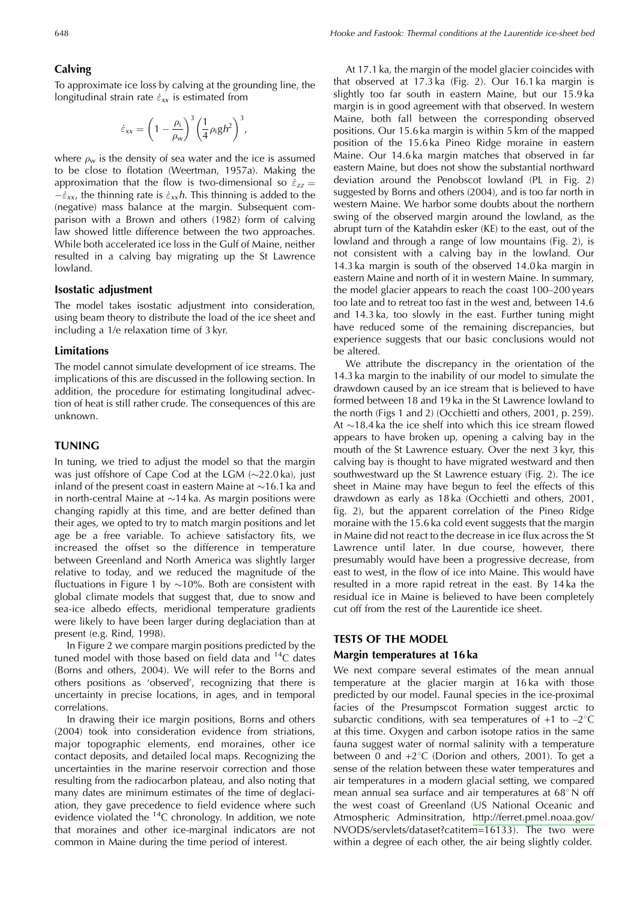### Calving

To approximate ice loss by calving at the grounding line, the longitudinal strain rate $\dot{\varepsilon}_{xx}$ is estimated from

$$\dot{\varepsilon}_{xx} = \left(1 - \frac{\rho_i}{\rho_w}\right)^3 \left(\frac{1}{4}\rho_i g h^2\right)^3,$$

where $\rho_w$ is the density of sea water and the ice is assumed to be close to flotation (Weertman, 1957a). Making the approximation that the flow is two-dimensional so $\dot{\varepsilon}_{zz} = -\dot{\varepsilon}_{xx}$, the thinning rate is $\dot{\varepsilon}_{xx}h$. This thinning is added to the (negative) mass balance at the margin. Subsequent comparison with a Brown and others (1982) form of calving law showed little difference between the two approaches. While both accelerated ice loss in the Gulf of Maine, neither resulted in a calving bay migrating up the St Lawrence lowland.

### Isostatic adjustment

The model takes isostatic adjustment into consideration, using beam theory to distribute the load of the ice sheet and including a 1/e relaxation time of 3 kyr.

### Limitations

The model cannot simulate development of ice streams. The implications of this are discussed in the following section. In addition, the procedure for estimating longitudinal advection of heat is still rather crude. The consequences of this are unknown.

## TUNING

In tuning, we tried to adjust the model so that the margin was just offshore of Cape Cod at the LGM (~22.0 ka), just inland of the present coast in eastern Maine at ~16.1 ka and in north-central Maine at ~14 ka. As margin positions were changing rapidly at this time, and are better defined than their ages, we opted to try to match margin positions and let age be a free variable. To achieve satisfactory fits, we increased the offset so the difference in temperature between Greenland and North America was slightly larger relative to today, and we reduced the magnitude of the fluctuations in Figure 1 by ~10%. Both are consistent with global climate models that suggest that, due to snow and sea-ice albedo effects, meridional temperature gradients were likely to have been larger during deglaciation than at present (e.g. Rind, 1998).

In Figure 2 we compare margin positions predicted by the tuned model with those based on field data and $^{14}$C dates (Borns and others, 2004). We will refer to the Borns and others positions as 'observed', recognizing that there is uncertainty in precise locations, in ages, and in temporal correlations.

In drawing their ice margin positions, Borns and others (2004) took into consideration evidence from striations, major topographic elements, end moraines, other ice contact deposits, and detailed local maps. Recognizing the uncertainties in the marine reservoir correction and those resulting from the radiocarbon plateau, and also noting that many dates are minimum estimates of the time of deglaciation, they gave precedence to field evidence where such evidence violated the $^{14}$C chronology. In addition, we note that moraines and other ice-marginal indicators are not common in Maine during the time period of interest.

At 17.1 ka, the margin of the model glacier coincides with that observed at 17.3 ka (Fig. 2). Our 16.1 ka margin is slightly too far south in eastern Maine, but our 15.9 ka margin is in good agreement with that observed. In western Maine, both fall between the corresponding observed positions. Our 15.6 ka margin is within 5 km of the mapped position of the 15.6 ka Pineo Ridge moraine in eastern Maine. Our 14.6 ka margin matches that observed in far eastern Maine, but does not show the substantial northward deviation around the Penobscot lowland (PL in Fig. 2) suggested by Borns and others (2004), and is too far north in western Maine. We harbor some doubts about the northern swing of the observed margin around the lowland, as the abrupt turn of the Katahdin esker (KE) to the east, out of the lowland and through a range of low mountains (Fig. 2), is not consistent with a calving bay in the lowland. Our 14.3 ka margin is south of the observed 14.0 ka margin in eastern Maine and north of it in western Maine. In summary, the model glacier appears to reach the coast 100–200 years too late and to retreat too fast in the west and, between 14.6 and 14.3 ka, too slowly in the east. Further tuning might have reduced some of the remaining discrepancies, but experience suggests that our basic conclusions would not be altered.

We attribute the discrepancy in the orientation of the 14.3 ka margin to the inability of our model to simulate the drawdown caused by an ice stream that is believed to have formed between 18 and 19 ka in the St Lawrence lowland to the north (Figs 1 and 2) (Occhietti and others, 2001, p. 259). At ~18.4 ka the ice shelf into which this ice stream flowed appears to have broken up, opening a calving bay in the mouth of the St Lawrence estuary. Over the next 3 kyr, this calving bay is thought to have migrated westward and then southwestward up the St Lawrence estuary (Fig. 2). The ice sheet in Maine may have begun to feel the effects of this drawdown as early as 18 ka (Occhietti and others, 2001, fig. 2), but the apparent correlation of the Pineo Ridge moraine with the 15.6 ka cold event suggests that the margin in Maine did not react to the decrease in ice flux across the St Lawrence until later. In due course, however, there presumably would have been a progressive decrease, from east to west, in the flow of ice into Maine. This would have resulted in a more rapid retreat in the east. By 14 ka the residual ice in Maine is believed to have been completely cut off from the rest of the Laurentide ice sheet.

## TESTS OF THE MODEL

### Margin temperatures at 16 ka

We next compare several estimates of the mean annual temperature at the glacier margin at 16 ka with those predicted by our model. Faunal species in the ice-proximal facies of the Presumpscot Formation suggest arctic to subarctic conditions, with sea temperatures of +1 to –2°C at this time. Oxygen and carbon isotope ratios in the same fauna suggest water of normal salinity with a temperature between 0 and +2°C (Dorion and others, 2001). To get a sense of the relation between these water temperatures and air temperatures in a modern glacial setting, we compared mean annual sea surface and air temperatures at 68° N off the west coast of Greenland (US National Oceanic and Atmospheric Adminsitration, http://ferret.pmel.noaa.gov/NVODS/servlets/dataset?catitem=16133). The two were within a degree of each other, the air being slightly colder.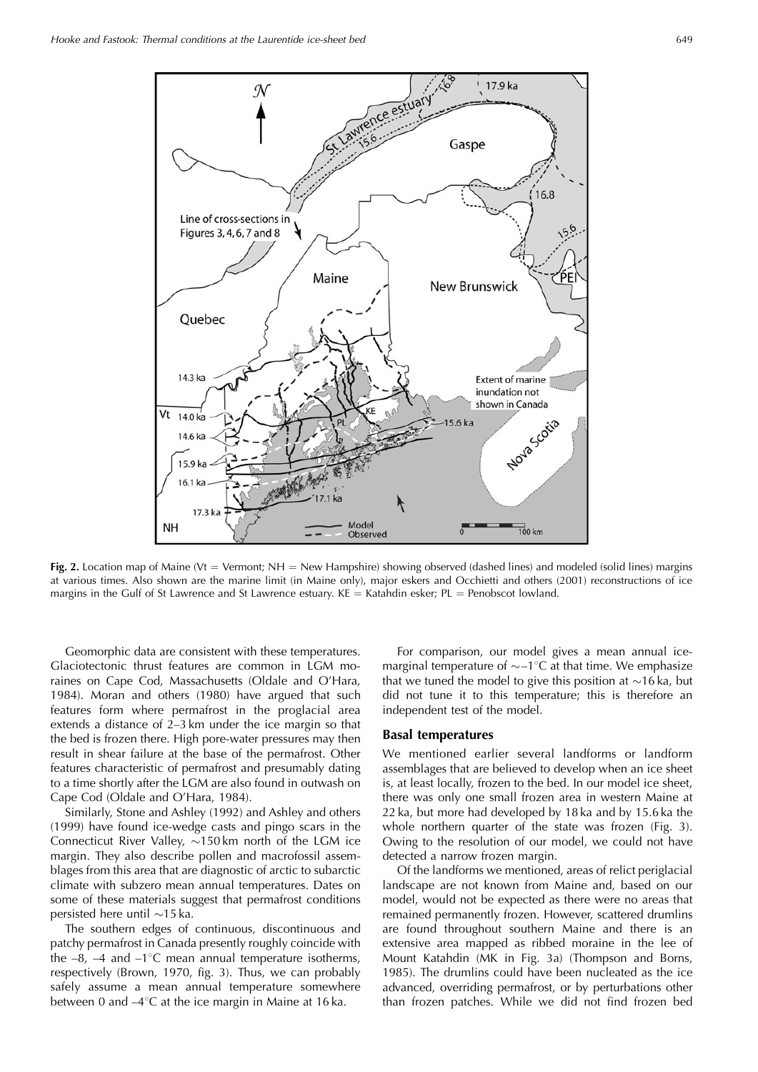**Fig. 2.** Location map of Maine (Vt = Vermont; NH = New Hampshire) showing observed (dashed lines) and modeled (solid lines) margins at various times. Also shown are the marine limit (in Maine only), major eskers and Occhietti and others (2001) reconstructions of ice margins in the Gulf of St Lawrence and St Lawrence estuary. KE = Katahdin esker; PL = Penobscot lowland.

Geomorphic data are consistent with these temperatures. Glaciotectonic thrust features are common in LGM moraines on Cape Cod, Massachusetts (Oldale and O'Hara, 1984). Moran and others (1980) have argued that such features form where permafrost in the proglacial area extends a distance of 2–3 km under the ice margin so that the bed is frozen there. High pore-water pressures may then result in shear failure at the base of the permafrost. Other features characteristic of permafrost and presumably dating to a time shortly after the LGM are also found in outwash on Cape Cod (Oldale and O'Hara, 1984).

Similarly, Stone and Ashley (1992) and Ashley and others (1999) have found ice-wedge casts and pingo scars in the Connecticut River Valley, ~150 km north of the LGM ice margin. They also describe pollen and macrofossil assemblages from this area that are diagnostic of arctic to subarctic climate with subzero mean annual temperatures. Dates on some of these materials suggest that permafrost conditions persisted here until ~15 ka.

The southern edges of continuous, discontinuous and patchy permafrost in Canada presently roughly coincide with the –8, –4 and –1°C mean annual temperature isotherms, respectively (Brown, 1970, fig. 3). Thus, we can probably safely assume a mean annual temperature somewhere between 0 and –4°C at the ice margin in Maine at 16 ka.

For comparison, our model gives a mean annual ice-marginal temperature of ~–1°C at that time. We emphasize that we tuned the model to give this position at ~16 ka, but did not tune it to this temperature; this is therefore an independent test of the model.

## Basal temperatures

We mentioned earlier several landforms or landform assemblages that are believed to develop when an ice sheet is, at least locally, frozen to the bed. In our model ice sheet, there was only one small frozen area in western Maine at 22 ka, but more had developed by 18 ka and by 15.6 ka the whole northern quarter of the state was frozen (Fig. 3). Owing to the resolution of our model, we could not have detected a narrow frozen margin.

Of the landforms we mentioned, areas of relict periglacial landscape are not known from Maine and, based on our model, would not be expected as there were no areas that remained permanently frozen. However, scattered drumlins are found throughout southern Maine and there is an extensive area mapped as ribbed moraine in the lee of Mount Katahdin (MK in Fig. 3a) (Thompson and Borns, 1985). The drumlins could have been nucleated as the ice advanced, overriding permafrost, or by perturbations other than frozen patches. While we did not find frozen bed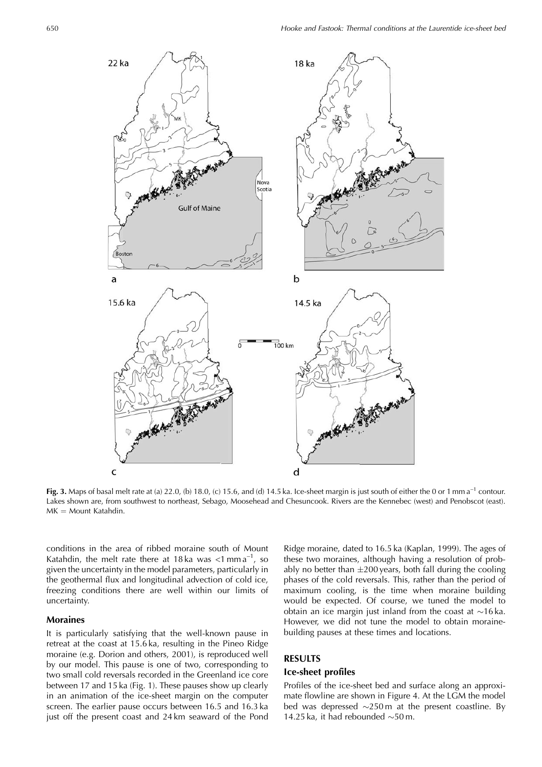**Fig. 3.** Maps of basal melt rate at (a) 22.0, (b) 18.0, (c) 15.6, and (d) 14.5 ka. Ice-sheet margin is just south of either the 0 or 1 mm a$^{-1}$ contour. Lakes shown are, from southwest to northeast, Sebago, Moosehead and Chesuncook. Rivers are the Kennebec (west) and Penobscot (east). MK = Mount Katahdin.

conditions in the area of ribbed moraine south of Mount Katahdin, the melt rate there at 18 ka was <1 mm a$^{-1}$, so given the uncertainty in the model parameters, particularly in the geothermal flux and longitudinal advection of cold ice, freezing conditions there are well within our limits of uncertainty.

### Moraines

It is particularly satisfying that the well-known pause in retreat at the coast at 15.6 ka, resulting in the Pineo Ridge moraine (e.g. Dorion and others, 2001), is reproduced well by our model. This pause is one of two, corresponding to two small cold reversals recorded in the Greenland ice core between 17 and 15 ka (Fig. 1). These pauses show up clearly in an animation of the ice-sheet margin on the computer screen. The earlier pause occurs between 16.5 and 16.3 ka just off the present coast and 24 km seaward of the Pond Ridge moraine, dated to 16.5 ka (Kaplan, 1999). The ages of these two moraines, although having a resolution of probably no better than ±200 years, both fall during the cooling phases of the cold reversals. This, rather than the period of maximum cooling, is the time when moraine building would be expected. Of course, we tuned the model to obtain an ice margin just inland from the coast at ~16 ka. However, we did not tune the model to obtain moraine-building pauses at these times and locations.

## RESULTS

### Ice-sheet profiles

Profiles of the ice-sheet bed and surface along an approximate flowline are shown in Figure 4. At the LGM the model bed was depressed ~250 m at the present coastline. By 14.25 ka, it had rebounded ~50 m.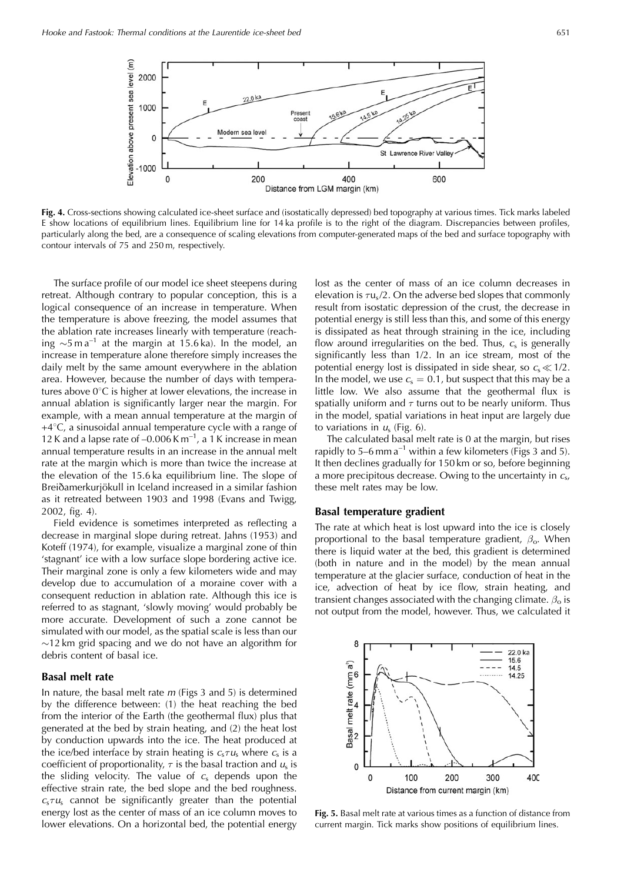**Fig. 4.** Cross-sections showing calculated ice-sheet surface and (isostatically depressed) bed topography at various times. Tick marks labeled E show locations of equilibrium lines. Equilibrium line for 14 ka profile is to the right of the diagram. Discrepancies between profiles, particularly along the bed, are a consequence of scaling elevations from computer-generated maps of the bed and surface topography with contour intervals of 75 and 250 m, respectively.

The surface profile of our model ice sheet steepens during retreat. Although contrary to popular conception, this is a logical consequence of an increase in temperature. When the temperature is above freezing, the model assumes that the ablation rate increases linearly with temperature (reaching $\sim$5 m a$^{-1}$ at the margin at 15.6 ka). In the model, an increase in temperature alone therefore simply increases the daily melt by the same amount everywhere in the ablation area. However, because the number of days with temperatures above 0°C is higher at lower elevations, the increase in annual ablation is significantly larger near the margin. For example, with a mean annual temperature at the margin of +4°C, a sinusoidal annual temperature cycle with a range of 12 K and a lapse rate of –0.006 K m$^{-1}$, a 1 K increase in mean annual temperature results in an increase in the annual melt rate at the margin which is more than twice the increase at the elevation of the 15.6 ka equilibrium line. The slope of Breiðamerkurjökull in Iceland increased in a similar fashion as it retreated between 1903 and 1998 (Evans and Twigg, 2002, fig. 4).

Field evidence is sometimes interpreted as reflecting a decrease in marginal slope during retreat. Jahns (1953) and Koteff (1974), for example, visualize a marginal zone of thin 'stagnant' ice with a low surface slope bordering active ice. Their marginal zone is only a few kilometers wide and may develop due to accumulation of a moraine cover with a consequent reduction in ablation rate. Although this ice is referred to as stagnant, 'slowly moving' would probably be more accurate. Development of such a zone cannot be simulated with our model, as the spatial scale is less than our $\sim$12 km grid spacing and we do not have an algorithm for debris content of basal ice.

### Basal melt rate

In nature, the basal melt rate $m$ (Figs 3 and 5) is determined by the difference between: (1) the heat reaching the bed from the interior of the Earth (the geothermal flux) plus that generated at the bed by strain heating, and (2) the heat lost by conduction upwards into the ice. The heat produced at the ice/bed interface by strain heating is $c_s \tau u_s$ where $c_s$ is a coefficient of proportionality, $\tau$ is the basal traction and $u_s$ is the sliding velocity. The value of $c_s$ depends upon the effective strain rate, the bed slope and the bed roughness. $c_s \tau u_s$ cannot be significantly greater than the potential energy lost as the center of mass of an ice column moves to lower elevations. On a horizontal bed, the potential energy lost as the center of mass of an ice column decreases in elevation is $\tau u_s/2$. On the adverse bed slopes that commonly result from isostatic depression of the crust, the decrease in potential energy is still less than this, and some of this energy is dissipated as heat through straining in the ice, including flow around irregularities on the bed. Thus, $c_s$ is generally significantly less than 1/2. In an ice stream, most of the potential energy lost is dissipated in side shear, so $c_s \ll 1/2$. In the model, we use $c_s = 0.1$, but suspect that this may be a little low. We also assume that the geothermal flux is spatially uniform and $\tau$ turns out to be nearly uniform. Thus in the model, spatial variations in heat input are largely due to variations in $u_s$ (Fig. 6).

The calculated basal melt rate is 0 at the margin, but rises rapidly to 5–6 mm a$^{-1}$ within a few kilometers (Figs 3 and 5). It then declines gradually for 150 km or so, before beginning a more precipitous decrease. Owing to the uncertainty in $c_s$, these melt rates may be low.

### Basal temperature gradient

The rate at which heat is lost upward into the ice is closely proportional to the basal temperature gradient, $\beta_o$. When there is liquid water at the bed, this gradient is determined (both in nature and in the model) by the mean annual temperature at the glacier surface, conduction of heat in the ice, advection of heat by ice flow, strain heating, and transient changes associated with the changing climate. $\beta_o$ is not output from the model, however. Thus, we calculated it

**Fig. 5.** Basal melt rate at various times as a function of distance from current margin. Tick marks show positions of equilibrium lines.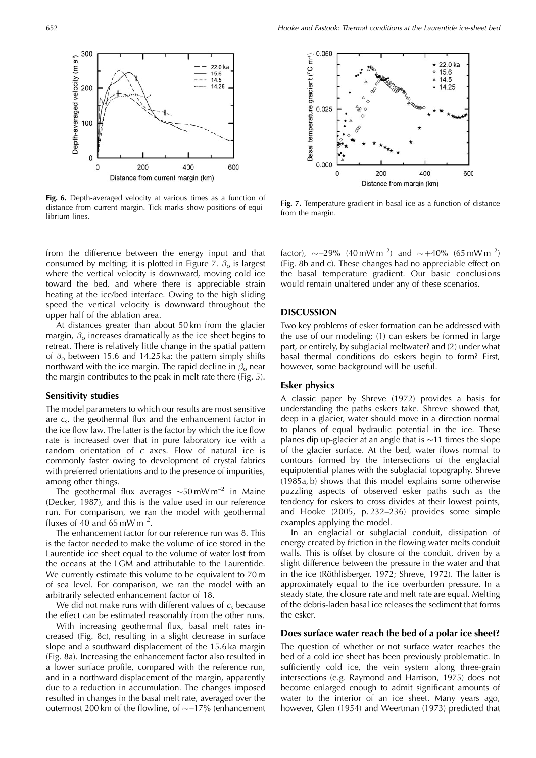Fig. 6. Depth-averaged velocity at various times as a function of distance from current margin. Tick marks show positions of equilibrium lines.

Fig. 7. Temperature gradient in basal ice as a function of distance from the margin.

from the difference between the energy input and that consumed by melting; it is plotted in Figure 7. $\beta_o$ is largest where the vertical velocity is downward, moving cold ice toward the bed, and where there is appreciable strain heating at the ice/bed interface. Owing to the high sliding speed the vertical velocity is downward throughout the upper half of the ablation area.

At distances greater than about 50 km from the glacier margin, $\beta_o$ increases dramatically as the ice sheet begins to retreat. There is relatively little change in the spatial pattern of $\beta_o$ between 15.6 and 14.25 ka; the pattern simply shifts northward with the ice margin. The rapid decline in $\beta_o$ near the margin contributes to the peak in melt rate there (Fig. 5).

### Sensitivity studies

The model parameters to which our results are most sensitive are $c_s$, the geothermal flux and the enhancement factor in the ice flow law. The latter is the factor by which the ice flow rate is increased over that in pure laboratory ice with a random orientation of *c* axes. Flow of natural ice is commonly faster owing to development of crystal fabrics with preferred orientations and to the presence of impurities, among other things.

The geothermal flux averages ~50 mW m$^{-2}$ in Maine (Decker, 1987), and this is the value used in our reference run. For comparison, we ran the model with geothermal fluxes of 40 and 65 mW m$^{-2}$.

The enhancement factor for our reference run was 8. This is the factor needed to make the volume of ice stored in the Laurentide ice sheet equal to the volume of water lost from the oceans at the LGM and attributable to the Laurentide. We currently estimate this volume to be equivalent to 70 m of sea level. For comparison, we ran the model with an arbitrarily selected enhancement factor of 18.

We did not make runs with different values of $c_s$ because the effect can be estimated reasonably from the other runs.

With increasing geothermal flux, basal melt rates increased (Fig. 8c), resulting in a slight decrease in surface slope and a southward displacement of the 15.6 ka margin (Fig. 8a). Increasing the enhancement factor also resulted in a lower surface profile, compared with the reference run, and in a northward displacement of the margin, apparently due to a reduction in accumulation. The changes imposed resulted in changes in the basal melt rate, averaged over the outermost 200 km of the flowline, of ~−17% (enhancement factor), ~−29% (40 mW m$^{-2}$) and ~+40% (65 mW m$^{-2}$) (Fig. 8b and c). These changes had no appreciable effect on the basal temperature gradient. Our basic conclusions would remain unaltered under any of these scenarios.

## DISCUSSION

Two key problems of esker formation can be addressed with the use of our modeling: (1) can eskers be formed in large part, or entirely, by subglacial meltwater? and (2) under what basal thermal conditions do eskers begin to form? First, however, some background will be useful.

### Esker physics

A classic paper by Shreve (1972) provides a basis for understanding the paths eskers take. Shreve showed that, deep in a glacier, water should move in a direction normal to planes of equal hydraulic potential in the ice. These planes dip up-glacier at an angle that is ~11 times the slope of the glacier surface. At the bed, water flows normal to contours formed by the intersections of the englacial equipotential planes with the subglacial topography. Shreve (1985a, b) shows that this model explains some otherwise puzzling aspects of observed esker paths such as the tendency for eskers to cross divides at their lowest points, and Hooke (2005, p. 232–236) provides some simple examples applying the model.

In an englacial or subglacial conduit, dissipation of energy created by friction in the flowing water melts conduit walls. This is offset by closure of the conduit, driven by a slight difference between the pressure in the water and that in the ice (Röthlisberger, 1972; Shreve, 1972). The latter is approximately equal to the ice overburden pressure. In a steady state, the closure rate and melt rate are equal. Melting of the debris-laden basal ice releases the sediment that forms the esker.

### Does surface water reach the bed of a polar ice sheet?

The question of whether or not surface water reaches the bed of a cold ice sheet has been previously problematic. In sufficiently cold ice, the vein system along three-grain intersections (e.g. Raymond and Harrison, 1975) does not become enlarged enough to admit significant amounts of water to the interior of an ice sheet. Many years ago, however, Glen (1954) and Weertman (1973) predicted that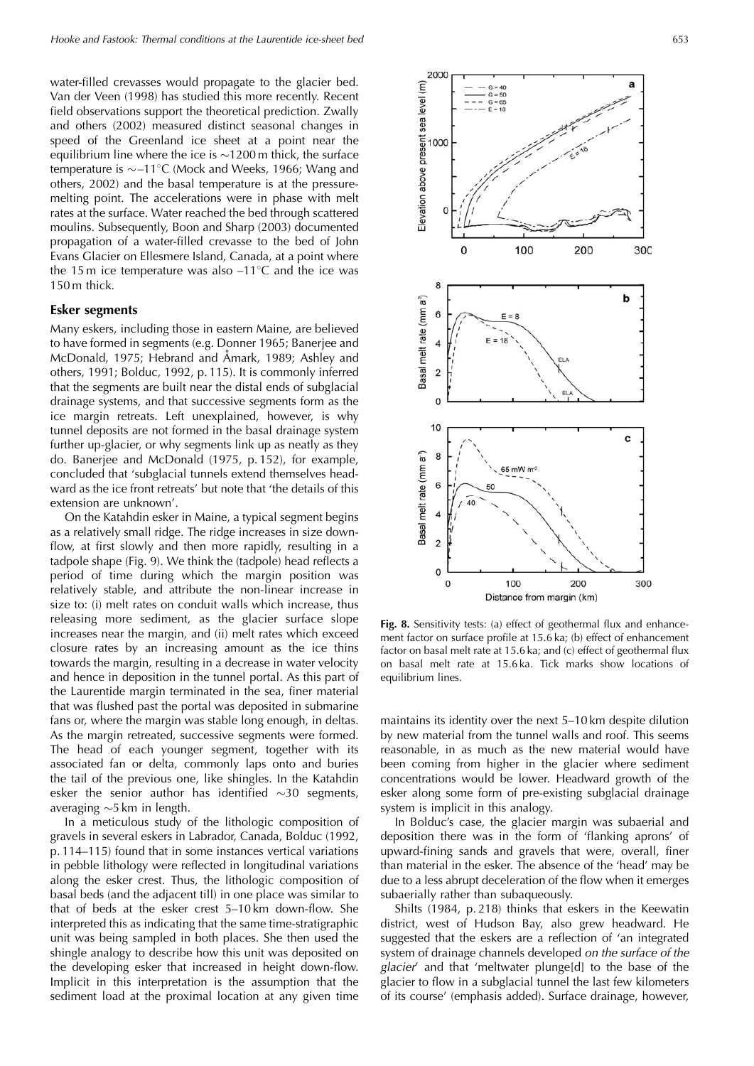water-filled crevasses would propagate to the glacier bed. Van der Veen (1998) has studied this more recently. Recent field observations support the theoretical prediction. Zwally and others (2002) measured distinct seasonal changes in speed of the Greenland ice sheet at a point near the equilibrium line where the ice is ~1200 m thick, the surface temperature is ~−11°C (Mock and Weeks, 1966; Wang and others, 2002) and the basal temperature is at the pressure-melting point. The accelerations were in phase with melt rates at the surface. Water reached the bed through scattered moulins. Subsequently, Boon and Sharp (2003) documented propagation of a water-filled crevasse to the bed of John Evans Glacier on Ellesmere Island, Canada, at a point where the 15 m ice temperature was also −11°C and the ice was 150 m thick.

## Esker segments

Many eskers, including those in eastern Maine, are believed to have formed in segments (e.g. Donner 1965; Banerjee and McDonald, 1975; Hebrand and Åmark, 1989; Ashley and others, 1991; Bolduc, 1992, p. 115). It is commonly inferred that the segments are built near the distal ends of subglacial drainage systems, and that successive segments form as the ice margin retreats. Left unexplained, however, is why tunnel deposits are not formed in the basal drainage system further up-glacier, or why segments link up as neatly as they do. Banerjee and McDonald (1975, p. 152), for example, concluded that 'subglacial tunnels extend themselves headward as the ice front retreats' but note that 'the details of this extension are unknown'.

On the Katahdin esker in Maine, a typical segment begins as a relatively small ridge. The ridge increases in size downflow, at first slowly and then more rapidly, resulting in a tadpole shape (Fig. 9). We think the (tadpole) head reflects a period of time during which the margin position was relatively stable, and attribute the non-linear increase in size to: (i) melt rates on conduit walls which increase, thus releasing more sediment, as the glacier surface slope increases near the margin, and (ii) melt rates which exceed closure rates by an increasing amount as the ice thins towards the margin, resulting in a decrease in water velocity and hence in deposition in the tunnel portal. As this part of the Laurentide margin terminated in the sea, finer material that was flushed past the portal was deposited in submarine fans or, where the margin was stable long enough, in deltas. As the margin retreated, successive segments were formed. The head of each younger segment, together with its associated fan or delta, commonly laps onto and buries the tail of the previous one, like shingles. In the Katahdin esker the senior author has identified ~30 segments, averaging ~5 km in length.

In a meticulous study of the lithologic composition of gravels in several eskers in Labrador, Canada, Bolduc (1992, p. 114–115) found that in some instances vertical variations in pebble lithology were reflected in longitudinal variations along the esker crest. Thus, the lithologic composition of basal beds (and the adjacent till) in one place was similar to that of beds at the esker crest 5–10 km down-flow. She interpreted this as indicating that the same time-stratigraphic unit was being sampled in both places. She then used the shingle analogy to describe how this unit was deposited on the developing esker that increased in height down-flow. Implicit in this interpretation is the assumption that the sediment load at the proximal location at any given time

a

Elevation above present sea level (m)

2000

1000

0

0 100 200 300

— — G = 40
—— G = 50
- - - G = 65
— · — E = 18

E=18

b

Basal melt rate (mm a⁻¹)

8

6

4

2

0

E = 8

E = 18

ELA

ELA

c

Basal melt rate (mm a⁻¹)

10

8

6

4

2

0

65 mW m⁻²

50

40

0 100 200 300

Distance from margin (km)

**Fig. 8.** Sensitivity tests: (a) effect of geothermal flux and enhancement factor on surface profile at 15.6 ka; (b) effect of enhancement factor on basal melt rate at 15.6 ka; and (c) effect of geothermal flux on basal melt rate at 15.6 ka. Tick marks show locations of equilibrium lines.

maintains its identity over the next 5–10 km despite dilution by new material from the tunnel walls and roof. This seems reasonable, in as much as the new material would have been coming from higher in the glacier where sediment concentrations would be lower. Headward growth of the esker along some form of pre-existing subglacial drainage system is implicit in this analogy.

In Bolduc's case, the glacier margin was subaerial and deposition there was in the form of 'flanking aprons' of upward-fining sands and gravels that were, overall, finer than material in the esker. The absence of the 'head' may be due to a less abrupt deceleration of the flow when it emerges subaerially rather than subaqueously.

Shilts (1984, p. 218) thinks that eskers in the Keewatin district, west of Hudson Bay, also grew headward. He suggested that the eskers are a reflection of 'an integrated system of drainage channels developed *on the surface of the glacier*' and that 'meltwater plunge[d] to the base of the glacier to flow in a subglacial tunnel the last few kilometers of its course' (emphasis added). Surface drainage, however,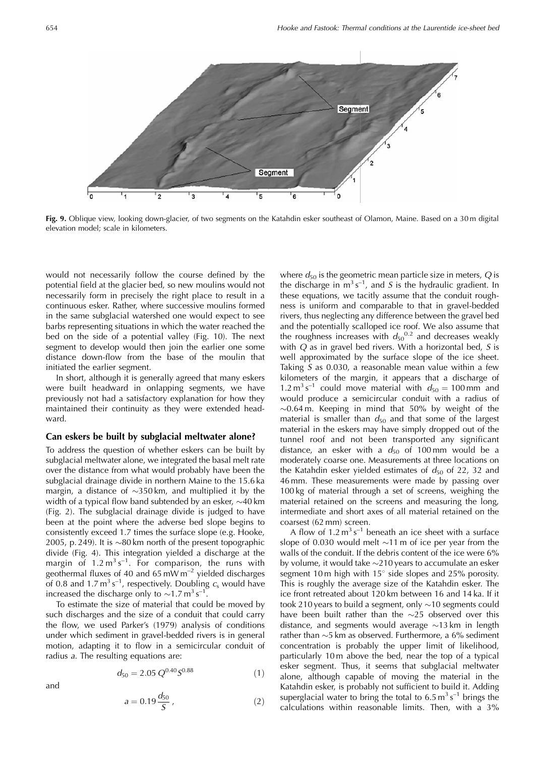**Fig. 9.** Oblique view, looking down-glacier, of two segments on the Katahdin esker southeast of Olamon, Maine. Based on a 30 m digital elevation model; scale in kilometers.

would not necessarily follow the course defined by the potential field at the glacier bed, so new moulins would not necessarily form in precisely the right place to result in a continuous esker. Rather, where successive moulins formed in the same subglacial watershed one would expect to see barbs representing situations in which the water reached the bed on the side of a potential valley (Fig. 10). The next segment to develop would then join the earlier one some distance down-flow from the base of the moulin that initiated the earlier segment.

In short, although it is generally agreed that many eskers were built headward in onlapping segments, we have previously not had a satisfactory explanation for how they maintained their continuity as they were extended headward.

## Can eskers be built by subglacial meltwater alone?

To address the question of whether eskers can be built by subglacial meltwater alone, we integrated the basal melt rate over the distance from what would probably have been the subglacial drainage divide in northern Maine to the 15.6 ka margin, a distance of ~350 km, and multiplied it by the width of a typical flow band subtended by an esker, ~40 km (Fig. 2). The subglacial drainage divide is judged to have been at the point where the adverse bed slope begins to consistently exceed 1.7 times the surface slope (e.g. Hooke, 2005, p. 249). It is ~80 km north of the present topographic divide (Fig. 4). This integration yielded a discharge at the margin of $1.2\,\mathrm{m^3\,s^{-1}}$. For comparison, the runs with geothermal fluxes of 40 and $65\,\mathrm{mW\,m^{-2}}$ yielded discharges of 0.8 and $1.7\,\mathrm{m^3\,s^{-1}}$, respectively. Doubling $c_s$ would have increased the discharge only to $\sim 1.7\,\mathrm{m^3\,s^{-1}}$.

To estimate the size of material that could be moved by such discharges and the size of a conduit that could carry the flow, we used Parker's (1979) analysis of conditions under which sediment in gravel-bedded rivers is in general motion, adapting it to flow in a semicircular conduit of radius $a$. The resulting equations are:

$$d_{50} = 2.05\, Q^{0.40} S^{0.88} \tag{1}$$

and

$$a = 0.19 \frac{d_{50}}{S}, \tag{2}$$

where $d_{50}$ is the geometric mean particle size in meters, $Q$ is the discharge in $\mathrm{m^3\,s^{-1}}$, and $S$ is the hydraulic gradient. In these equations, we tacitly assume that the conduit roughness is uniform and comparable to that in gravel-bedded rivers, thus neglecting any difference between the gravel bed and the potentially scalloped ice roof. We also assume that the roughness increases with $d_{50}^{0.2}$ and decreases weakly with $Q$ as in gravel bed rivers. With a horizontal bed, $S$ is well approximated by the surface slope of the ice sheet. Taking $S$ as 0.030, a reasonable mean value within a few kilometers of the margin, it appears that a discharge of $1.2\,\mathrm{m^3\,s^{-1}}$ could move material with $d_{50} = 100\,\mathrm{mm}$ and would produce a semicircular conduit with a radius of ~0.64 m. Keeping in mind that 50% by weight of the material is smaller than $d_{50}$ and that some of the largest material in the eskers may have simply dropped out of the tunnel roof and not been transported any significant distance, an esker with a $d_{50}$ of 100 mm would be a moderately coarse one. Measurements at three locations on the Katahdin esker yielded estimates of $d_{50}$ of 22, 32 and 46 mm. These measurements were made by passing over 100 kg of material through a set of screens, weighing the material retained on the screens and measuring the long, intermediate and short axes of all material retained on the coarsest (62 mm) screen.

A flow of $1.2\,\mathrm{m^3\,s^{-1}}$ beneath an ice sheet with a surface slope of 0.030 would melt ~11 m of ice per year from the walls of the conduit. If the debris content of the ice were 6% by volume, it would take ~210 years to accumulate an esker segment 10 m high with 15° side slopes and 25% porosity. This is roughly the average size of the Katahdin esker. The ice front retreated about 120 km between 16 and 14 ka. If it took 210 years to build a segment, only ~10 segments could have been built rather than the ~25 observed over this distance, and segments would average ~13 km in length rather than ~5 km as observed. Furthermore, a 6% sediment concentration is probably the upper limit of likelihood, particularly 10 m above the bed, near the top of a typical esker segment. Thus, it seems that subglacial meltwater alone, although capable of moving the material in the Katahdin esker, is probably not sufficient to build it. Adding superglacial water to bring the total to $6.5\,\mathrm{m^3\,s^{-1}}$ brings the calculations within reasonable limits. Then, with a 3%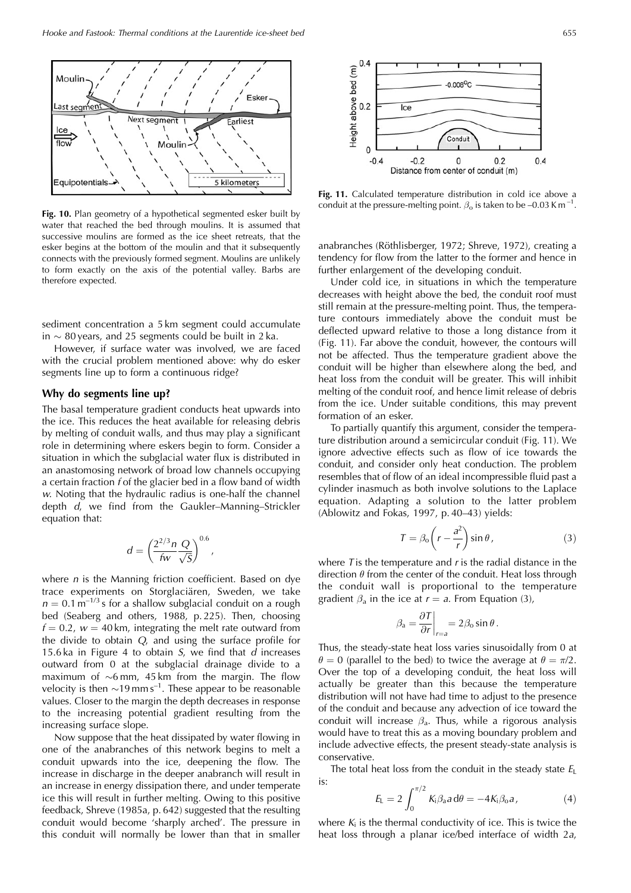**Fig. 10.** Plan geometry of a hypothetical segmented esker built by water that reached the bed through moulins. It is assumed that successive moulins are formed as the ice sheet retreats, that the esker begins at the bottom of the moulin and that it subsequently connects with the previously formed segment. Moulins are unlikely to form exactly on the axis of the potential valley. Barbs are therefore expected.

sediment concentration a 5 km segment could accumulate in ~ 80 years, and 25 segments could be built in 2 ka.

However, if surface water was involved, we are faced with the crucial problem mentioned above: why do esker segments line up to form a continuous ridge?

## Why do segments line up?

The basal temperature gradient conducts heat upwards into the ice. This reduces the heat available for releasing debris by melting of conduit walls, and thus may play a significant role in determining where eskers begin to form. Consider a situation in which the subglacial water flux is distributed in an anastomosing network of broad low channels occupying a certain fraction $f$ of the glacier bed in a flow band of width $w$. Noting that the hydraulic radius is one-half the channel depth $d$, we find from the Gaukler–Manning–Strickler equation that:

$$d = \left( \frac{2^{2/3} n}{fw} \frac{Q}{\sqrt{S}} \right)^{0.6},$$

where $n$ is the Manning friction coefficient. Based on dye trace experiments on Storglaciären, Sweden, we take $n = 0.1\,\mathrm{m}^{-1/3}\,\mathrm{s}$ for a shallow subglacial conduit on a rough bed (Seaberg and others, 1988, p. 225). Then, choosing $f = 0.2$, $w = 40$ km, integrating the melt rate outward from the divide to obtain $Q$, and using the surface profile for 15.6 ka in Figure 4 to obtain $S$, we find that $d$ increases outward from 0 at the subglacial drainage divide to a maximum of ~6 mm, 45 km from the margin. The flow velocity is then ~19 mm s$^{-1}$. These appear to be reasonable values. Closer to the margin the depth decreases in response to the increasing potential gradient resulting from the increasing surface slope.

Now suppose that the heat dissipated by water flowing in one of the anabranches of this network begins to melt a conduit upwards into the ice, deepening the flow. The increase in discharge in the deeper anabranch will result in an increase in energy dissipation there, and under temperate ice this will result in further melting. Owing to this positive feedback, Shreve (1985a, p. 642) suggested that the resulting conduit would become 'sharply arched'. The pressure in this conduit will normally be lower than that in smaller anabranches (Röthlisberger, 1972; Shreve, 1972), creating a tendency for flow from the latter to the former and hence in further enlargement of the developing conduit.

**Fig. 11.** Calculated temperature distribution in cold ice above a conduit at the pressure-melting point. $\beta_o$ is taken to be –0.03 K m$^{-1}$.

Under cold ice, in situations in which the temperature decreases with height above the bed, the conduit roof must still remain at the pressure-melting point. Thus, the temperature contours immediately above the conduit must be deflected upward relative to those a long distance from it (Fig. 11). Far above the conduit, however, the contours will not be affected. Thus the temperature gradient above the conduit will be higher than elsewhere along the bed, and heat loss from the conduit will be greater. This will inhibit melting of the conduit roof, and hence limit release of debris from the ice. Under suitable conditions, this may prevent formation of an esker.

To partially quantify this argument, consider the temperature distribution around a semicircular conduit (Fig. 11). We ignore advective effects such as flow of ice towards the conduit, and consider only heat conduction. The problem resembles that of flow of an ideal incompressible fluid past a cylinder inasmuch as both involve solutions to the Laplace equation. Adapting a solution to the latter problem (Ablowitz and Fokas, 1997, p. 40–43) yields:

$$T = \beta_o \left( r - \frac{a^2}{r} \right) \sin\theta, \tag{3}$$

where $T$ is the temperature and $r$ is the radial distance in the direction $\theta$ from the center of the conduit. Heat loss through the conduit wall is proportional to the temperature gradient $\beta_a$ in the ice at $r = a$. From Equation (3),

$$\beta_a = \left. \frac{\partial T}{\partial r} \right|_{r=a} = 2\beta_o \sin\theta.$$

Thus, the steady-state heat loss varies sinusoidally from 0 at $\theta = 0$ (parallel to the bed) to twice the average at $\theta = \pi/2$. Over the top of a developing conduit, the heat loss will actually be greater than this because the temperature distribution will not have had time to adjust to the presence of the conduit and because any advection of ice toward the conduit will increase $\beta_a$. Thus, while a rigorous analysis would have to treat this as a moving boundary problem and include advective effects, the present steady-state analysis is conservative.

The total heat loss from the conduit in the steady state $E_L$ is:

$$E_L = 2 \int_0^{\pi/2} K_i \beta_a a \,\mathrm{d}\theta = -4 K_i \beta_o a, \tag{4}$$

where $K_i$ is the thermal conductivity of ice. This is twice the heat loss through a planar ice/bed interface of width $2a$,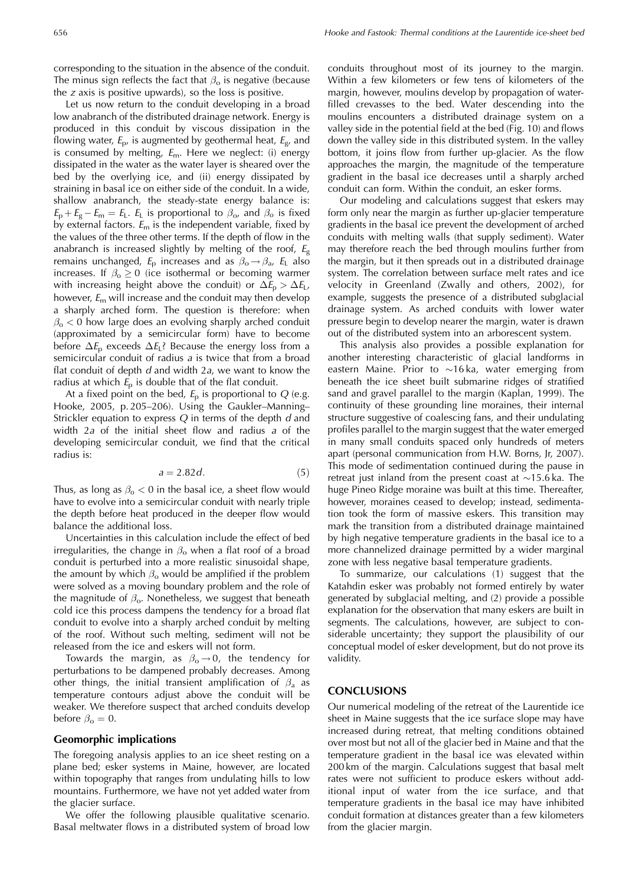corresponding to the situation in the absence of the conduit. The minus sign reflects the fact that $\beta_o$ is negative (because the $z$ axis is positive upwards), so the loss is positive.

Let us now return to the conduit developing in a broad low anabranch of the distributed drainage network. Energy is produced in this conduit by viscous dissipation in the flowing water, $E_p$, is augmented by geothermal heat, $E_g$, and is consumed by melting, $E_m$. Here we neglect: (i) energy dissipated in the water as the water layer is sheared over the bed by the overlying ice, and (ii) energy dissipated by straining in basal ice on either side of the conduit. In a wide, shallow anabranch, the steady-state energy balance is: $E_p + E_g - E_m = E_L$. $E_L$ is proportional to $\beta_o$, and $\beta_o$ is fixed by external factors. $E_m$ is the independent variable, fixed by the values of the three other terms. If the depth of flow in the anabranch is increased slightly by melting of the roof, $E_g$ remains unchanged, $E_p$ increases and as $\beta_o \rightarrow \beta_a$, $E_L$ also increases. If $\beta_o \geq 0$ (ice isothermal or becoming warmer with increasing height above the conduit) or $\Delta E_p > \Delta E_L$, however, $E_m$ will increase and the conduit may then develop a sharply arched form. The question is therefore: when $\beta_o < 0$ how large does an evolving sharply arched conduit (approximated by a semicircular form) have to become before $\Delta E_p$ exceeds $\Delta E_L$? Because the energy loss from a semicircular conduit of radius $a$ is twice that from a broad flat conduit of depth $d$ and width $2a$, we want to know the radius at which $E_p$ is double that of the flat conduit.

At a fixed point on the bed, $E_p$ is proportional to $Q$ (e.g. Hooke, 2005, p. 205–206). Using the Gaukler–Manning–Strickler equation to express $Q$ in terms of the depth $d$ and width $2a$ of the initial sheet flow and radius $a$ of the developing semicircular conduit, we find that the critical radius is:

$$a = 2.82d. \tag{5}$$

Thus, as long as $\beta_o < 0$ in the basal ice, a sheet flow would have to evolve into a semicircular conduit with nearly triple the depth before heat produced in the deeper flow would balance the additional loss.

Uncertainties in this calculation include the effect of bed irregularities, the change in $\beta_o$ when a flat roof of a broad conduit is perturbed into a more realistic sinusoidal shape, the amount by which $\beta_o$ would be amplified if the problem were solved as a moving boundary problem and the role of the magnitude of $\beta_o$. Nonetheless, we suggest that beneath cold ice this process dampens the tendency for a broad flat conduit to evolve into a sharply arched conduit by melting of the roof. Without such melting, sediment will not be released from the ice and eskers will not form.

Towards the margin, as $\beta_o \rightarrow 0$, the tendency for perturbations to be dampened probably decreases. Among other things, the initial transient amplification of $\beta_a$ as temperature contours adjust above the conduit will be weaker. We therefore suspect that arched conduits develop before $\beta_o = 0$.

### Geomorphic implications

The foregoing analysis applies to an ice sheet resting on a plane bed; esker systems in Maine, however, are located within topography that ranges from undulating hills to low mountains. Furthermore, we have not yet added water from the glacier surface.

We offer the following plausible qualitative scenario. Basal meltwater flows in a distributed system of broad low conduits throughout most of its journey to the margin. Within a few kilometers or few tens of kilometers of the margin, however, moulins develop by propagation of water-filled crevasses to the bed. Water descending into the moulins encounters a distributed drainage system on a valley side in the potential field at the bed (Fig. 10) and flows down the valley side in this distributed system. In the valley bottom, it joins flow from further up-glacier. As the flow approaches the margin, the magnitude of the temperature gradient in the basal ice decreases until a sharply arched conduit can form. Within the conduit, an esker forms.

Our modeling and calculations suggest that eskers may form only near the margin as further up-glacier temperature gradients in the basal ice prevent the development of arched conduits with melting walls (that supply sediment). Water may therefore reach the bed through moulins further from the margin, but it then spreads out in a distributed drainage system. The correlation between surface melt rates and ice velocity in Greenland (Zwally and others, 2002), for example, suggests the presence of a distributed subglacial drainage system. As arched conduits with lower water pressure begin to develop nearer the margin, water is drawn out of the distributed system into an arborescent system.

This analysis also provides a possible explanation for another interesting characteristic of glacial landforms in eastern Maine. Prior to ~16 ka, water emerging from beneath the ice sheet built submarine ridges of stratified sand and gravel parallel to the margin (Kaplan, 1999). The continuity of these grounding line moraines, their internal structure suggestive of coalescing fans, and their undulating profiles parallel to the margin suggest that the water emerged in many small conduits spaced only hundreds of meters apart (personal communication from H.W. Borns, Jr, 2007). This mode of sedimentation continued during the pause in retreat just inland from the present coast at ~15.6 ka. The huge Pineo Ridge moraine was built at this time. Thereafter, however, moraines ceased to develop; instead, sedimentation took the form of massive eskers. This transition may mark the transition from a distributed drainage maintained by high negative temperature gradients in the basal ice to a more channelized drainage permitted by a wider marginal zone with less negative basal temperature gradients.

To summarize, our calculations (1) suggest that the Katahdin esker was probably not formed entirely by water generated by subglacial melting, and (2) provide a possible explanation for the observation that many eskers are built in segments. The calculations, however, are subject to considerable uncertainty; they support the plausibility of our conceptual model of esker development, but do not prove its validity.

## CONCLUSIONS

Our numerical modeling of the retreat of the Laurentide ice sheet in Maine suggests that the ice surface slope may have increased during retreat, that melting conditions obtained over most but not all of the glacier bed in Maine and that the temperature gradient in the basal ice was elevated within 200 km of the margin. Calculations suggest that basal melt rates were not sufficient to produce eskers without additional input of water from the ice surface, and that temperature gradients in the basal ice may have inhibited conduit formation at distances greater than a few kilometers from the glacier margin.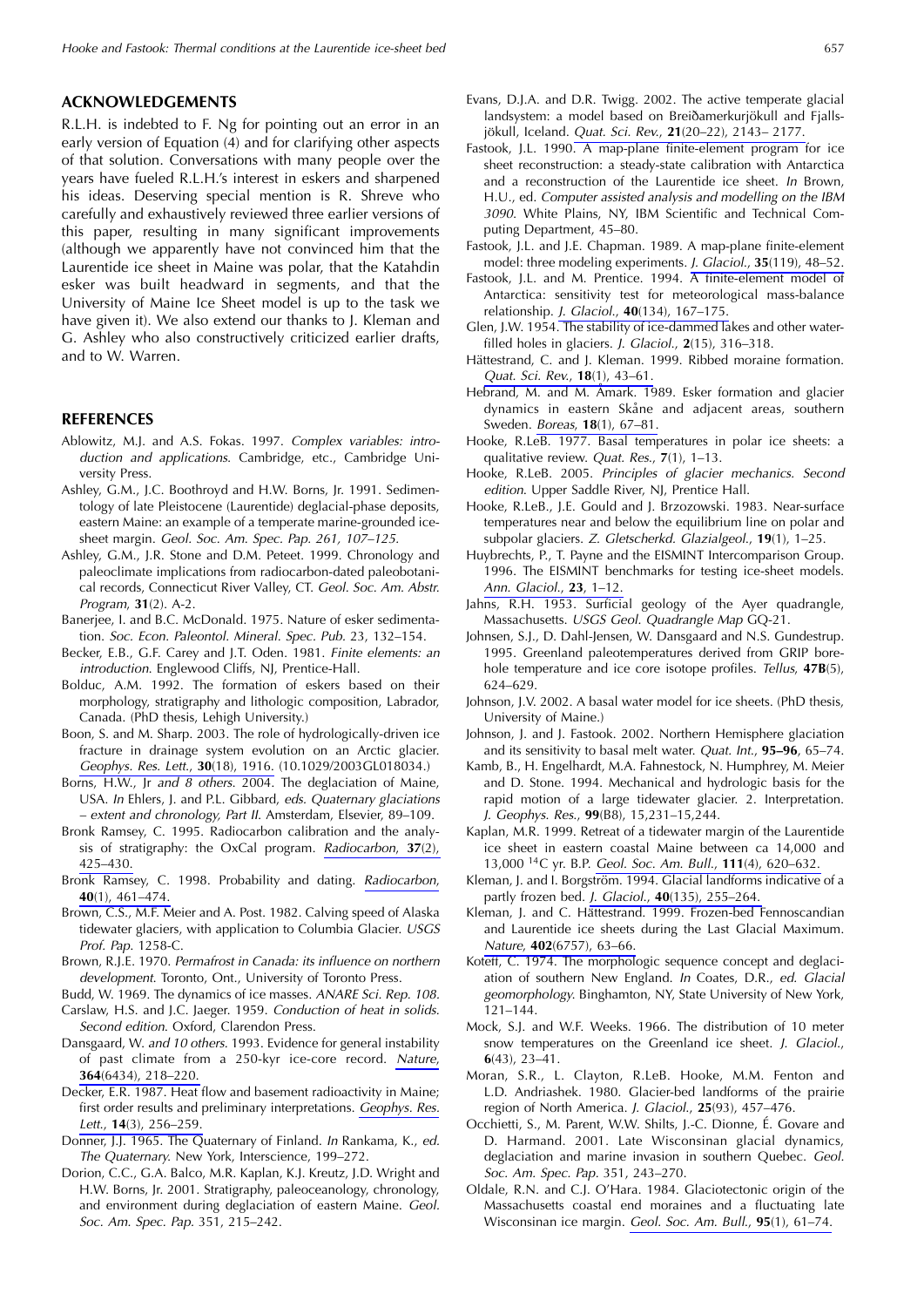## ACKNOWLEDGEMENTS

R.L.H. is indebted to F. Ng for pointing out an error in an early version of Equation (4) and for clarifying other aspects of that solution. Conversations with many people over the years have fueled R.L.H.'s interest in eskers and sharpened his ideas. Deserving special mention is R. Shreve who carefully and exhaustively reviewed three earlier versions of this paper, resulting in many significant improvements (although we apparently have not convinced him that the Laurentide ice sheet in Maine was polar, that the Katahdin esker was built headward in segments, and that the University of Maine Ice Sheet model is up to the task we have given it). We also extend our thanks to J. Kleman and G. Ashley who also constructively criticized earlier drafts, and to W. Warren.

## REFERENCES

Ablowitz, M.J. and A.S. Fokas. 1997. *Complex variables: introduction and applications*. Cambridge, etc., Cambridge University Press.

Ashley, G.M., J.C. Boothroyd and H.W. Borns, Jr. 1991. Sedimentology of late Pleistocene (Laurentide) deglacial-phase deposits, eastern Maine: an example of a temperate marine-grounded ice-sheet margin. *Geol. Soc. Am. Spec. Pap. 261, 107–125.*

Ashley, G.M., J.R. Stone and D.M. Peteet. 1999. Chronology and paleoclimate implications from radiocarbon-dated paleobotanical records, Connecticut River Valley, CT. *Geol. Soc. Am. Abstr. Program*, **31**(2). A-2.

Banerjee, I. and B.C. McDonald. 1975. Nature of esker sedimentation. *Soc. Econ. Paleontol. Mineral. Spec. Pub.* 23, 132–154.

Becker, E.B., G.F. Carey and J.T. Oden. 1981. *Finite elements: an introduction.* Englewood Cliffs, NJ, Prentice-Hall.

Bolduc, A.M. 1992. The formation of eskers based on their morphology, stratigraphy and lithologic composition, Labrador, Canada. (PhD thesis, Lehigh University.)

Boon, S. and M. Sharp. 2003. The role of hydrologically-driven ice fracture in drainage system evolution on an Arctic glacier. *Geophys. Res. Lett.*, **30**(18), 1916. (10.1029/2003GL018034.)

Borns, H.W., Jr *and 8 others*. 2004. The deglaciation of Maine, USA. *In* Ehlers, J. and P.L. Gibbard, *eds. Quaternary glaciations – extent and chronology, Part II.* Amsterdam, Elsevier, 89–109.

Bronk Ramsey, C. 1995. Radiocarbon calibration and the analysis of stratigraphy: the OxCal program. *Radiocarbon*, **37**(2), 425–430.

Bronk Ramsey, C. 1998. Probability and dating. *Radiocarbon*, **40**(1), 461–474.

Brown, C.S., M.F. Meier and A. Post. 1982. Calving speed of Alaska tidewater glaciers, with application to Columbia Glacier. *USGS Prof. Pap.* 1258-C.

Brown, R.J.E. 1970. *Permafrost in Canada: its influence on northern development.* Toronto, Ont., University of Toronto Press.

Budd, W. 1969. The dynamics of ice masses. *ANARE Sci. Rep. 108.*

Carslaw, H.S. and J.C. Jaeger. 1959. *Conduction of heat in solids. Second edition.* Oxford, Clarendon Press.

Dansgaard, W. *and 10 others*. 1993. Evidence for general instability of past climate from a 250-kyr ice-core record. *Nature*, **364**(6434), 218–220.

Decker, E.R. 1987. Heat flow and basement radioactivity in Maine; first order results and preliminary interpretations. *Geophys. Res. Lett.*, **14**(3), 256–259.

Donner, J.J. 1965. The Quaternary of Finland. *In* Rankama, K., *ed. The Quaternary.* New York, Interscience, 199–272.

Dorion, C.C., G.A. Balco, M.R. Kaplan, K.J. Kreutz, J.D. Wright and H.W. Borns, Jr. 2001. Stratigraphy, paleoceanology, chronology, and environment during deglaciation of eastern Maine. *Geol. Soc. Am. Spec. Pap.* 351, 215–242.

Evans, D.J.A. and D.R. Twigg. 2002. The active temperate glacial landsystem: a model based on Breiðamerkurjökull and Fjallsjökull, Iceland. *Quat. Sci. Rev.*, **21**(20–22), 2143– 2177.

Fastook, J.L. 1990. A map-plane finite-element program for ice sheet reconstruction: a steady-state calibration with Antarctica and a reconstruction of the Laurentide ice sheet. *In* Brown, H.U., ed. *Computer assisted analysis and modelling on the IBM 3090.* White Plains, NY, IBM Scientific and Technical Computing Department, 45–80.

Fastook, J.L. and J.E. Chapman. 1989. A map-plane finite-element model: three modeling experiments. *J. Glaciol.*, **35**(119), 48–52.

Fastook, J.L. and M. Prentice. 1994. A finite-element model of Antarctica: sensitivity test for meteorological mass-balance relationship. *J. Glaciol.*, **40**(134), 167–175.

Glen, J.W. 1954. The stability of ice-dammed lakes and other water-filled holes in glaciers. *J. Glaciol.*, **2**(15), 316–318.

Hättestrand, C. and J. Kleman. 1999. Ribbed moraine formation. *Quat. Sci. Rev.*, **18**(1), 43–61.

Hebrand, M. and M. Åmark. 1989. Esker formation and glacier dynamics in eastern Skåne and adjacent areas, southern Sweden. *Boreas*, **18**(1), 67–81.

Hooke, R.LeB. 1977. Basal temperatures in polar ice sheets: a qualitative review. *Quat. Res.*, **7**(1), 1–13.

Hooke, R.LeB. 2005. *Principles of glacier mechanics. Second edition.* Upper Saddle River, NJ, Prentice Hall.

Hooke, R.LeB., J.E. Gould and J. Brzozowski. 1983. Near-surface temperatures near and below the equilibrium line on polar and subpolar glaciers. *Z. Gletscherkd. Glazialgeol.*, **19**(1), 1–25.

Huybrechts, P., T. Payne and the EISMINT Intercomparison Group. 1996. The EISMINT benchmarks for testing ice-sheet models. *Ann. Glaciol.*, **23**, 1–12.

Jahns, R.H. 1953. Surficial geology of the Ayer quadrangle, Massachusetts. *USGS Geol. Quadrangle Map* GQ-21.

Johnsen, S.J., D. Dahl-Jensen, W. Dansgaard and N.S. Gundestrup. 1995. Greenland paleotemperatures derived from GRIP borehole temperature and ice core isotope profiles. *Tellus*, **47B**(5), 624–629.

Johnson, J.V. 2002. A basal water model for ice sheets. (PhD thesis, University of Maine.)

Johnson, J. and J. Fastook. 2002. Northern Hemisphere glaciation and its sensitivity to basal melt water. *Quat. Int.*, **95–96**, 65–74.

Kamb, B., H. Engelhardt, M.A. Fahnestock, N. Humphrey, M. Meier and D. Stone. 1994. Mechanical and hydrologic basis for the rapid motion of a large tidewater glacier. 2. Interpretation. *J. Geophys. Res.*, **99**(B8), 15,231–15,244.

Kaplan, M.R. 1999. Retreat of a tidewater margin of the Laurentide ice sheet in eastern coastal Maine between ca 14,000 and 13,000 $^{14}$C yr. B.P. *Geol. Soc. Am. Bull.*, **111**(4), 620–632.

Kleman, J. and I. Borgström. 1994. Glacial landforms indicative of a partly frozen bed. *J. Glaciol.*, **40**(135), 255–264.

Kleman, J. and C. Hättestrand. 1999. Frozen-bed Fennoscandian and Laurentide ice sheets during the Last Glacial Maximum. *Nature*, **402**(6757), 63–66.

Koteff, C. 1974. The morphologic sequence concept and deglaciation of southern New England. *In* Coates, D.R., *ed. Glacial geomorphology.* Binghamton, NY, State University of New York, 121–144.

Mock, S.J. and W.F. Weeks. 1966. The distribution of 10 meter snow temperatures on the Greenland ice sheet. *J. Glaciol.*, **6**(43), 23–41.

Moran, S.R., L. Clayton, R.LeB. Hooke, M.M. Fenton and L.D. Andriashek. 1980. Glacier-bed landforms of the prairie region of North America. *J. Glaciol.*, **25**(93), 457–476.

Occhietti, S., M. Parent, W.W. Shilts, J.-C. Dionne, É. Govare and D. Harmand. 2001. Late Wisconsinan glacial dynamics, deglaciation and marine invasion in southern Quebec. *Geol. Soc. Am. Spec. Pap.* 351, 243–270.

Oldale, R.N. and C.J. O'Hara. 1984. Glaciotectonic origin of the Massachusetts coastal end moraines and a fluctuating late Wisconsinan ice margin. *Geol. Soc. Am. Bull.*, **95**(1), 61–74.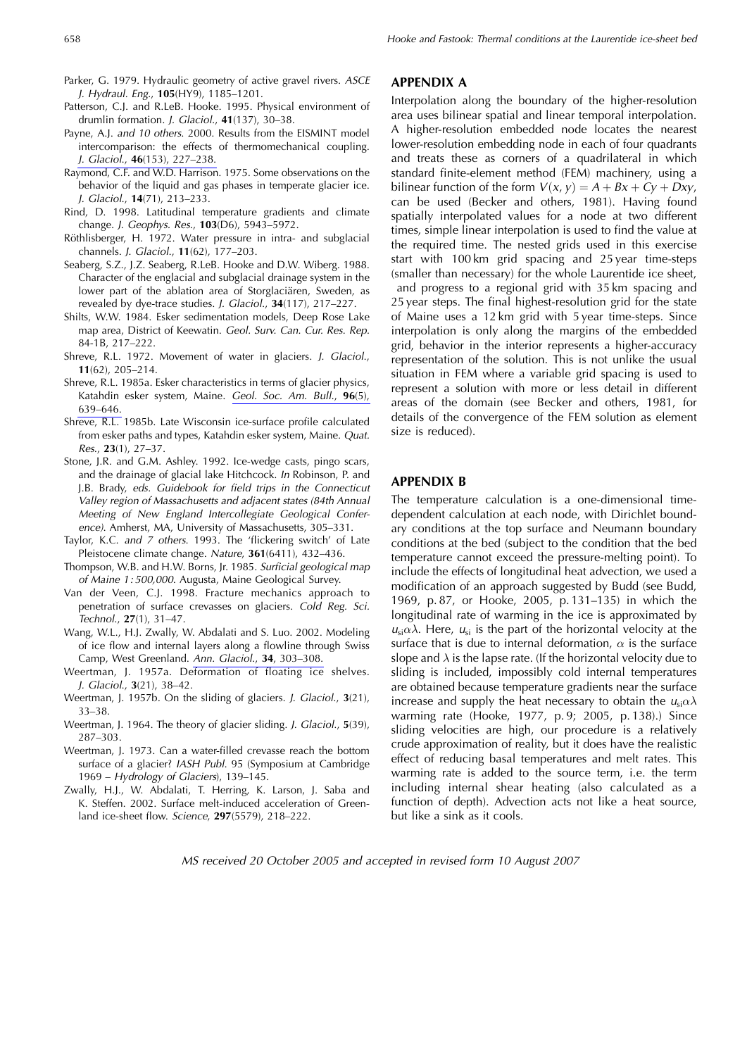Parker, G. 1979. Hydraulic geometry of active gravel rivers. *ASCE J. Hydraul. Eng.*, **105**(HY9), 1185–1201.

Patterson, C.J. and R.LeB. Hooke. 1995. Physical environment of drumlin formation. *J. Glaciol.*, **41**(137), 30–38.

Payne, A.J. *and 10 others*. 2000. Results from the EISMINT model intercomparison: the effects of thermomechanical coupling. *J. Glaciol.*, **46**(153), 227–238.

Raymond, C.F. and W.D. Harrison. 1975. Some observations on the behavior of the liquid and gas phases in temperate glacier ice. *J. Glaciol.*, **14**(71), 213–233.

Rind, D. 1998. Latitudinal temperature gradients and climate change. *J. Geophys. Res.*, **103**(D6), 5943–5972.

Röthlisberger, H. 1972. Water pressure in intra- and subglacial channels. *J. Glaciol.*, **11**(62), 177–203.

Seaberg, S.Z., J.Z. Seaberg, R.LeB. Hooke and D.W. Wiberg. 1988. Character of the englacial and subglacial drainage system in the lower part of the ablation area of Storglaciären, Sweden, as revealed by dye-trace studies. *J. Glaciol.*, **34**(117), 217–227.

Shilts, W.W. 1984. Esker sedimentation models, Deep Rose Lake map area, District of Keewatin. *Geol. Surv. Can. Cur. Res. Rep.* 84-1B, 217–222.

Shreve, R.L. 1972. Movement of water in glaciers. *J. Glaciol.*, **11**(62), 205–214.

Shreve, R.L. 1985a. Esker characteristics in terms of glacier physics, Katahdin esker system, Maine. *Geol. Soc. Am. Bull.*, **96**(5), 639–646.

Shreve, R.L. 1985b. Late Wisconsin ice-surface profile calculated from esker paths and types, Katahdin esker system, Maine. *Quat. Res.*, **23**(1), 27–37.

Stone, J.R. and G.M. Ashley. 1992. Ice-wedge casts, pingo scars, and the drainage of glacial lake Hitchcock. *In* Robinson, P. and J.B. Brady, *eds. Guidebook for field trips in the Connecticut Valley region of Massachusetts and adjacent states (84th Annual Meeting of New England Intercollegiate Geological Conference)*. Amherst, MA, University of Massachusetts, 305–331.

Taylor, K.C. *and 7 others*. 1993. The 'flickering switch' of Late Pleistocene climate change. *Nature*, **361**(6411), 432–436.

Thompson, W.B. and H.W. Borns, Jr. 1985. *Surficial geological map of Maine 1 : 500,000.* Augusta, Maine Geological Survey.

Van der Veen, C.J. 1998. Fracture mechanics approach to penetration of surface crevasses on glaciers. *Cold Reg. Sci. Technol.*, **27**(1), 31–47.

Wang, W.L., H.J. Zwally, W. Abdalati and S. Luo. 2002. Modeling of ice flow and internal layers along a flowline through Swiss Camp, West Greenland. *Ann. Glaciol.*, **34**, 303–308.

Weertman, J. 1957a. Deformation of floating ice shelves. *J. Glaciol.*, **3**(21), 38–42.

Weertman, J. 1957b. On the sliding of glaciers. *J. Glaciol.*, **3**(21), 33–38.

Weertman, J. 1964. The theory of glacier sliding. *J. Glaciol.*, **5**(39), 287–303.

Weertman, J. 1973. Can a water-filled crevasse reach the bottom surface of a glacier? *IASH Publ.* 95 (Symposium at Cambridge 1969 – *Hydrology of Glaciers*), 139–145.

Zwally, H.J., W. Abdalati, T. Herring, K. Larson, J. Saba and K. Steffen. 2002. Surface melt-induced acceleration of Greenland ice-sheet flow. *Science*, **297**(5579), 218–222.

## APPENDIX A

Interpolation along the boundary of the higher-resolution area uses bilinear spatial and linear temporal interpolation. A higher-resolution embedded node locates the nearest lower-resolution embedding node in each of four quadrants and treats these as corners of a quadrilateral in which standard finite-element method (FEM) machinery, using a bilinear function of the form $V(x, y) = A + Bx + Cy + Dxy$, can be used (Becker and others, 1981). Having found spatially interpolated values for a node at two different times, simple linear interpolation is used to find the value at the required time. The nested grids used in this exercise start with 100 km grid spacing and 25 year time-steps (smaller than necessary) for the whole Laurentide ice sheet, and progress to a regional grid with 35 km spacing and 25 year steps. The final highest-resolution grid for the state of Maine uses a 12 km grid with 5 year time-steps. Since interpolation is only along the margins of the embedded grid, behavior in the interior represents a higher-accuracy representation of the solution. This is not unlike the usual situation in FEM where a variable grid spacing is used to represent a solution with more or less detail in different areas of the domain (see Becker and others, 1981, for details of the convergence of the FEM solution as element size is reduced).

## APPENDIX B

The temperature calculation is a one-dimensional time-dependent calculation at each node, with Dirichlet boundary conditions at the top surface and Neumann boundary conditions at the bed (subject to the condition that the bed temperature cannot exceed the pressure-melting point). To include the effects of longitudinal heat advection, we used a modification of an approach suggested by Budd (see Budd, 1969, p. 87, or Hooke, 2005, p. 131–135) in which the longitudinal rate of warming in the ice is approximated by $u_{si}\alpha\lambda$. Here, $u_{si}$ is the part of the horizontal velocity at the surface that is due to internal deformation, $\alpha$ is the surface slope and $\lambda$ is the lapse rate. (If the horizontal velocity due to sliding is included, impossibly cold internal temperatures are obtained because temperature gradients near the surface increase and supply the heat necessary to obtain the $u_{si}\alpha\lambda$ warming rate (Hooke, 1977, p. 9; 2005, p. 138).) Since sliding velocities are high, our procedure is a relatively crude approximation of reality, but it does have the realistic effect of reducing basal temperatures and melt rates. This warming rate is added to the source term, i.e. the term including internal shear heating (also calculated as a function of depth). Advection acts not like a heat source, but like a sink as it cools.

*MS received 20 October 2005 and accepted in revised form 10 August 2007*